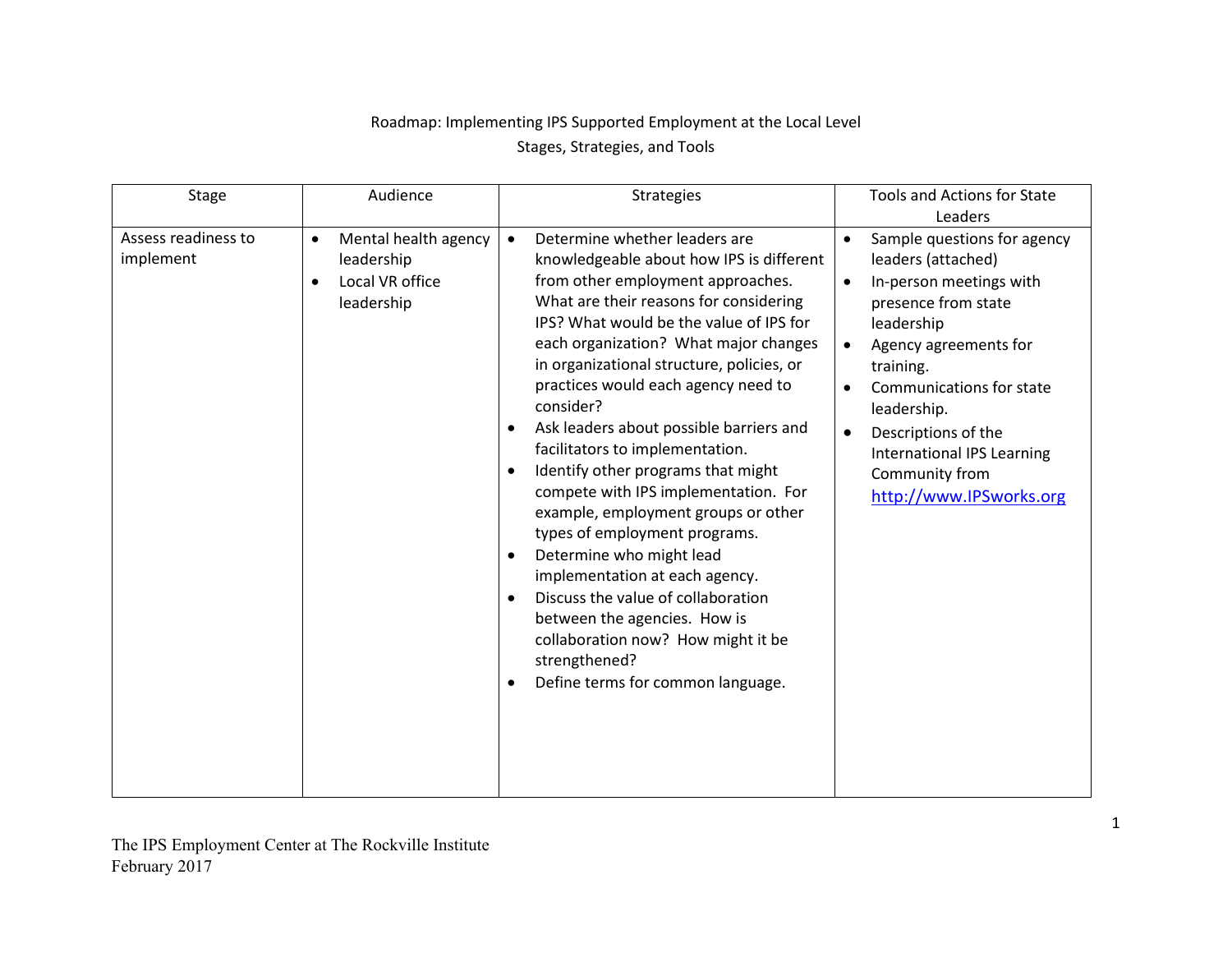Roadmap: Implementing IPS Supported Employment at the Local Level

Stages, Strategies, and Tools

| Stage | Audience | Strategies | Tools and Actions for State Leaders |
|---|---|---|---|
| Assess readiness to implement | • Mental health agency leadership<br>• Local VR office leadership | • Determine whether leaders are knowledgeable about how IPS is different from other employment approaches. What are their reasons for considering IPS? What would be the value of IPS for each organization? What major changes in organizational structure, policies, or practices would each agency need to consider?<br>• Ask leaders about possible barriers and facilitators to implementation.<br>• Identify other programs that might compete with IPS implementation. For example, employment groups or other types of employment programs.<br>• Determine who might lead implementation at each agency.<br>• Discuss the value of collaboration between the agencies. How is collaboration now? How might it be strengthened?<br>• Define terms for common language. | • Sample questions for agency leaders (attached)<br>• In-person meetings with presence from state leadership<br>• Agency agreements for training.<br>• Communications for state leadership.<br>• Descriptions of the International IPS Learning Community from http://www.IPSworks.org |

The IPS Employment Center at The Rockville Institute
February 2017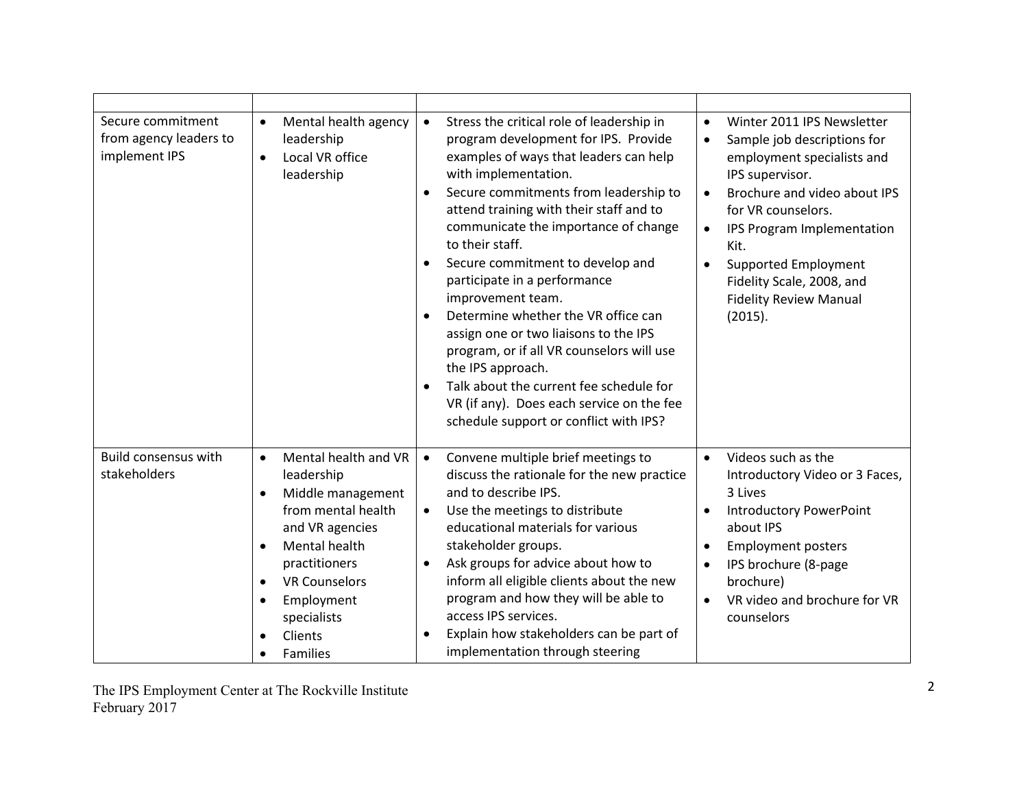| | | | |
|---|---|---|---|
| Secure commitment from agency leaders to implement IPS | • Mental health agency leadership<br>• Local VR office leadership | • Stress the critical role of leadership in program development for IPS. Provide examples of ways that leaders can help with implementation.<br>• Secure commitments from leadership to attend training with their staff and to communicate the importance of change to their staff.<br>• Secure commitment to develop and participate in a performance improvement team.<br>• Determine whether the VR office can assign one or two liaisons to the IPS program, or if all VR counselors will use the IPS approach.<br>• Talk about the current fee schedule for VR (if any). Does each service on the fee schedule support or conflict with IPS? | • Winter 2011 IPS Newsletter<br>• Sample job descriptions for employment specialists and IPS supervisor.<br>• Brochure and video about IPS for VR counselors.<br>• IPS Program Implementation Kit.<br>• Supported Employment Fidelity Scale, 2008, and Fidelity Review Manual (2015). |
| Build consensus with stakeholders | • Mental health and VR leadership<br>• Middle management from mental health and VR agencies<br>• Mental health practitioners<br>• VR Counselors<br>• Employment specialists<br>• Clients<br>• Families | • Convene multiple brief meetings to discuss the rationale for the new practice and to describe IPS.<br>• Use the meetings to distribute educational materials for various stakeholder groups.<br>• Ask groups for advice about how to inform all eligible clients about the new program and how they will be able to access IPS services.<br>• Explain how stakeholders can be part of implementation through steering | • Videos such as the Introductory Video or 3 Faces, 3 Lives<br>• Introductory PowerPoint about IPS<br>• Employment posters<br>• IPS brochure (8-page brochure)<br>• VR video and brochure for VR counselors |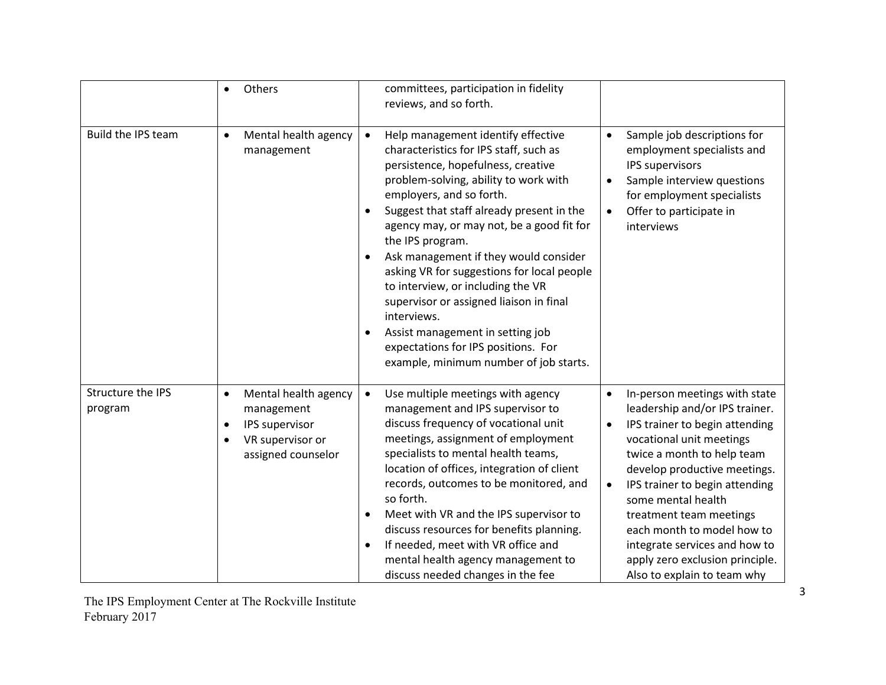| | | | |
|---|---|---|---|
| | • Others | committees, participation in fidelity reviews, and so forth. | |
| Build the IPS team | • Mental health agency management | • Help management identify effective characteristics for IPS staff, such as persistence, hopefulness, creative problem-solving, ability to work with employers, and so forth.<br>• Suggest that staff already present in the agency may, or may not, be a good fit for the IPS program.<br>• Ask management if they would consider asking VR for suggestions for local people to interview, or including the VR supervisor or assigned liaison in final interviews.<br>• Assist management in setting job expectations for IPS positions. For example, minimum number of job starts. | • Sample job descriptions for employment specialists and IPS supervisors<br>• Sample interview questions for employment specialists<br>• Offer to participate in interviews |
| Structure the IPS program | • Mental health agency management<br>• IPS supervisor<br>• VR supervisor or assigned counselor | • Use multiple meetings with agency management and IPS supervisor to discuss frequency of vocational unit meetings, assignment of employment specialists to mental health teams, location of offices, integration of client records, outcomes to be monitored, and so forth.<br>• Meet with VR and the IPS supervisor to discuss resources for benefits planning.<br>• If needed, meet with VR office and mental health agency management to discuss needed changes in the fee | • In-person meetings with state leadership and/or IPS trainer.<br>• IPS trainer to begin attending vocational unit meetings twice a month to help team develop productive meetings.<br>• IPS trainer to begin attending some mental health treatment team meetings each month to model how to integrate services and how to apply zero exclusion principle. Also to explain to team why |

The IPS Employment Center at The Rockville Institute
February 2017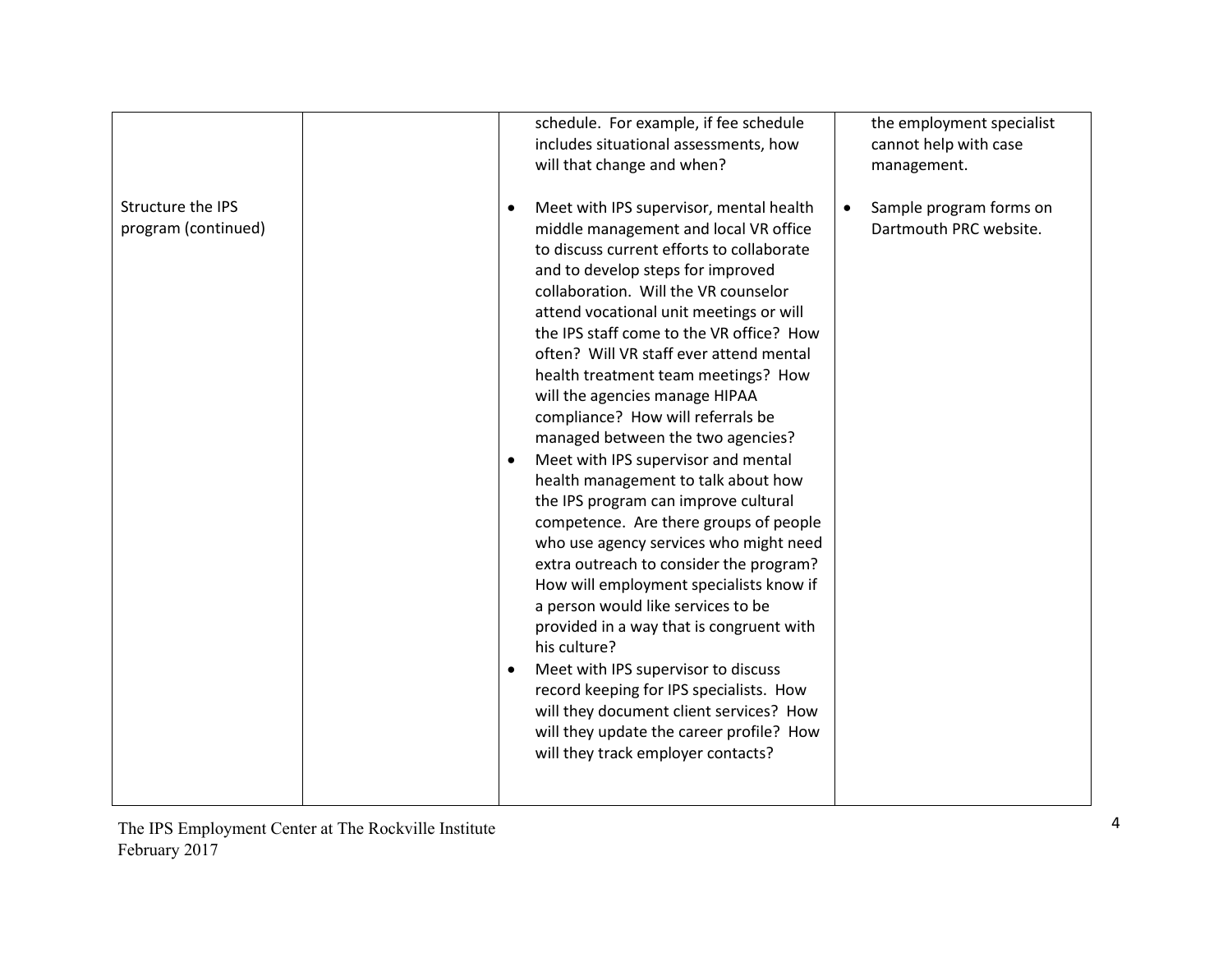| | | | |
|---|---|---|---|
| | | schedule. For example, if fee schedule includes situational assessments, how will that change and when? | the employment specialist cannot help with case management. |
| Structure the IPS program (continued) | | • Meet with IPS supervisor, mental health middle management and local VR office to discuss current efforts to collaborate and to develop steps for improved collaboration. Will the VR counselor attend vocational unit meetings or will the IPS staff come to the VR office? How often? Will VR staff ever attend mental health treatment team meetings? How will the agencies manage HIPAA compliance? How will referrals be managed between the two agencies?<br>• Meet with IPS supervisor and mental health management to talk about how the IPS program can improve cultural competence. Are there groups of people who use agency services who might need extra outreach to consider the program? How will employment specialists know if a person would like services to be provided in a way that is congruent with his culture?<br>• Meet with IPS supervisor to discuss record keeping for IPS specialists. How will they document client services? How will they update the career profile? How will they track employer contacts? | • Sample program forms on Dartmouth PRC website. |

The IPS Employment Center at The Rockville Institute
February 2017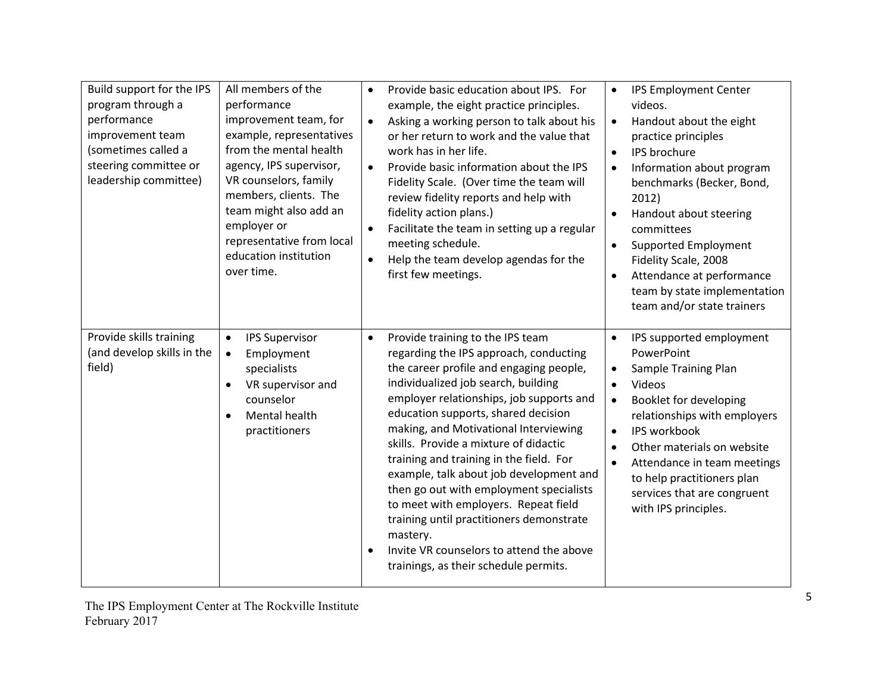| | | | |
|---|---|---|---|
| Build support for the IPS program through a performance improvement team (sometimes called a steering committee or leadership committee) | All members of the performance improvement team, for example, representatives from the mental health agency, IPS supervisor, VR counselors, family members, clients. The team might also add an employer or representative from local education institution over time. | • Provide basic education about IPS. For example, the eight practice principles.<br>• Asking a working person to talk about his or her return to work and the value that work has in her life.<br>• Provide basic information about the IPS Fidelity Scale. (Over time the team will review fidelity reports and help with fidelity action plans.)<br>• Facilitate the team in setting up a regular meeting schedule.<br>• Help the team develop agendas for the first few meetings. | • IPS Employment Center videos.<br>• Handout about the eight practice principles<br>• IPS brochure<br>• Information about program benchmarks (Becker, Bond, 2012)<br>• Handout about steering committees<br>• Supported Employment Fidelity Scale, 2008<br>• Attendance at performance team by state implementation team and/or state trainers |
| Provide skills training (and develop skills in the field) | • IPS Supervisor<br>• Employment specialists<br>• VR supervisor and counselor<br>• Mental health practitioners | • Provide training to the IPS team regarding the IPS approach, conducting the career profile and engaging people, individualized job search, building employer relationships, job supports and education supports, shared decision making, and Motivational Interviewing skills. Provide a mixture of didactic training and training in the field. For example, talk about job development and then go out with employment specialists to meet with employers. Repeat field training until practitioners demonstrate mastery.<br>• Invite VR counselors to attend the above trainings, as their schedule permits. | • IPS supported employment PowerPoint<br>• Sample Training Plan<br>• Videos<br>• Booklet for developing relationships with employers<br>• IPS workbook<br>• Other materials on website<br>• Attendance in team meetings to help practitioners plan services that are congruent with IPS principles. |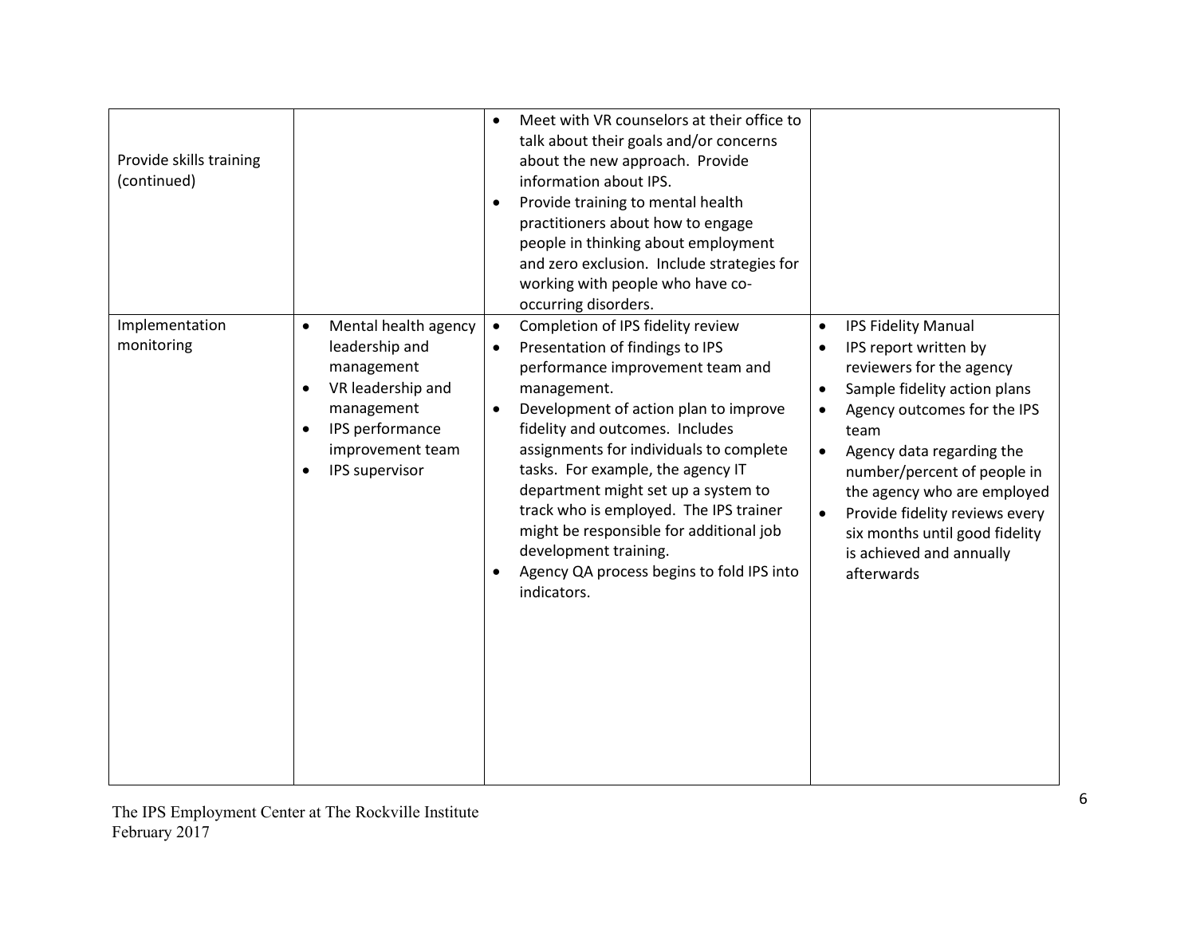| | | | |
|---|---|---|---|
| Provide skills training (continued) | | • Meet with VR counselors at their office to talk about their goals and/or concerns about the new approach. Provide information about IPS.<br>• Provide training to mental health practitioners about how to engage people in thinking about employment and zero exclusion. Include strategies for working with people who have co-occurring disorders. | |
| Implementation monitoring | • Mental health agency leadership and management<br>• VR leadership and management<br>• IPS performance improvement team<br>• IPS supervisor | • Completion of IPS fidelity review<br>• Presentation of findings to IPS performance improvement team and management.<br>• Development of action plan to improve fidelity and outcomes. Includes assignments for individuals to complete tasks. For example, the agency IT department might set up a system to track who is employed. The IPS trainer might be responsible for additional job development training.<br>• Agency QA process begins to fold IPS into indicators. | • IPS Fidelity Manual<br>• IPS report written by reviewers for the agency<br>• Sample fidelity action plans<br>• Agency outcomes for the IPS team<br>• Agency data regarding the number/percent of people in the agency who are employed<br>• Provide fidelity reviews every six months until good fidelity is achieved and annually afterwards |

The IPS Employment Center at The Rockville Institute
February 2017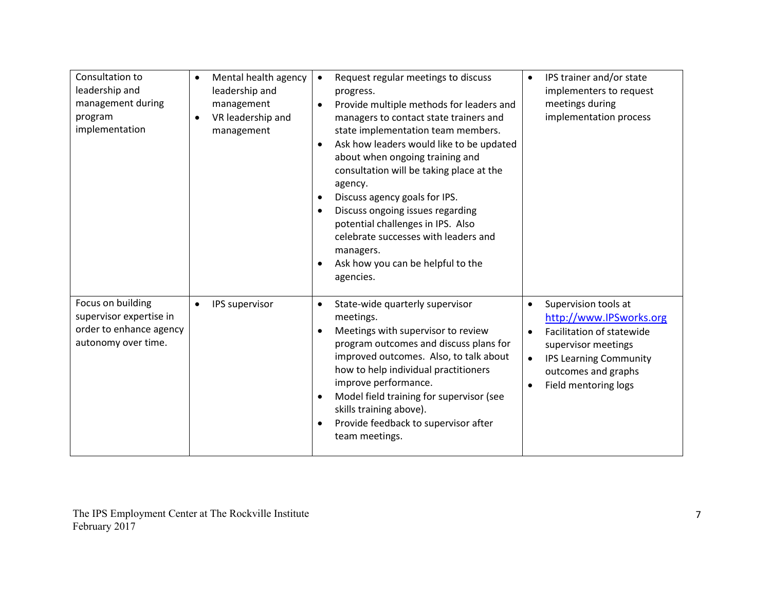| | | | |
|---|---|---|---|
| Consultation to leadership and management during program implementation | • Mental health agency leadership and management<br>• VR leadership and management | • Request regular meetings to discuss progress.<br>• Provide multiple methods for leaders and managers to contact state trainers and state implementation team members.<br>• Ask how leaders would like to be updated about when ongoing training and consultation will be taking place at the agency.<br>• Discuss agency goals for IPS.<br>• Discuss ongoing issues regarding potential challenges in IPS. Also celebrate successes with leaders and managers.<br>• Ask how you can be helpful to the agencies. | • IPS trainer and/or state implementers to request meetings during implementation process |
| Focus on building supervisor expertise in order to enhance agency autonomy over time. | • IPS supervisor | • State-wide quarterly supervisor meetings.<br>• Meetings with supervisor to review program outcomes and discuss plans for improved outcomes. Also, to talk about how to help individual practitioners improve performance.<br>• Model field training for supervisor (see skills training above).<br>• Provide feedback to supervisor after team meetings. | • Supervision tools at [http://www.IPSworks.org](http://www.IPSworks.org)<br>• Facilitation of statewide supervisor meetings<br>• IPS Learning Community outcomes and graphs<br>• Field mentoring logs |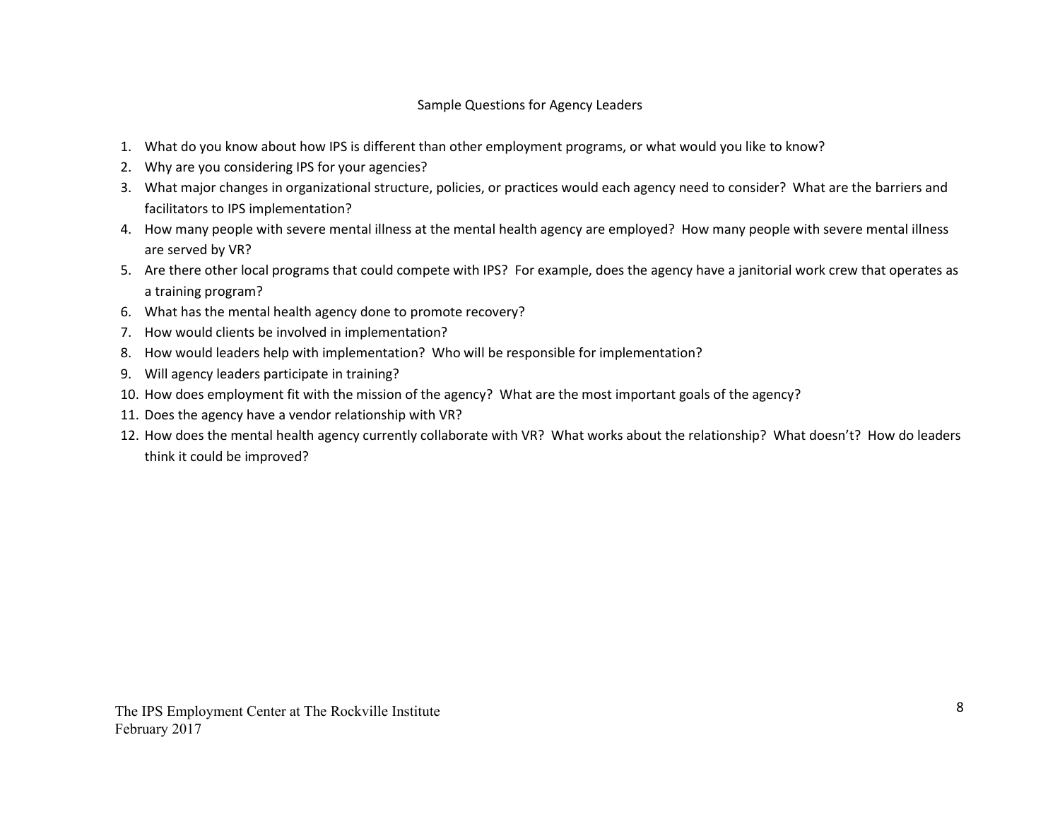## Sample Questions for Agency Leaders

1. What do you know about how IPS is different than other employment programs, or what would you like to know?
2. Why are you considering IPS for your agencies?
3. What major changes in organizational structure, policies, or practices would each agency need to consider? What are the barriers and facilitators to IPS implementation?
4. How many people with severe mental illness at the mental health agency are employed? How many people with severe mental illness are served by VR?
5. Are there other local programs that could compete with IPS? For example, does the agency have a janitorial work crew that operates as a training program?
6. What has the mental health agency done to promote recovery?
7. How would clients be involved in implementation?
8. How would leaders help with implementation? Who will be responsible for implementation?
9. Will agency leaders participate in training?
10. How does employment fit with the mission of the agency? What are the most important goals of the agency?
11. Does the agency have a vendor relationship with VR?
12. How does the mental health agency currently collaborate with VR? What works about the relationship? What doesn't? How do leaders think it could be improved?